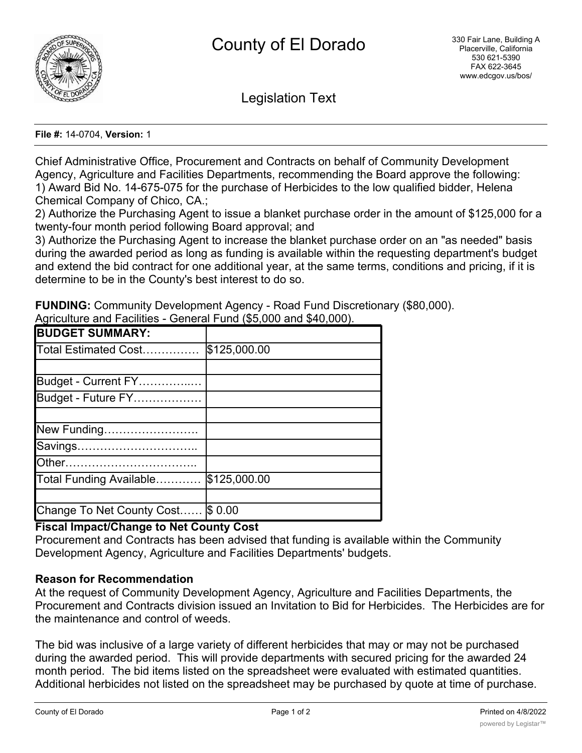# County of El Dorado

330 Fair Lane, Building A
Placerville, California
530 621-5390
FAX 622-3645
www.edcgov.us/bos/

## Legislation Text

**File #:** 14-0704, **Version:** 1

Chief Administrative Office, Procurement and Contracts on behalf of Community Development Agency, Agriculture and Facilities Departments, recommending the Board approve the following:
1) Award Bid No. 14-675-075 for the purchase of Herbicides to the low qualified bidder, Helena Chemical Company of Chico, CA.;
2) Authorize the Purchasing Agent to issue a blanket purchase order in the amount of $125,000 for a twenty-four month period following Board approval; and
3) Authorize the Purchasing Agent to increase the blanket purchase order on an "as needed" basis during the awarded period as long as funding is available within the requesting department's budget and extend the bid contract for one additional year, at the same terms, conditions and pricing, if it is determine to be in the County's best interest to do so.

**FUNDING:** Community Development Agency - Road Fund Discretionary ($80,000).
Agriculture and Facilities - General Fund ($5,000 and $40,000).

| **BUDGET SUMMARY:** | |
|---|---|
| Total Estimated Cost…………… | $125,000.00 |
| | |
| Budget - Current FY…………..… | |
| Budget - Future FY……………… | |
| | |
| New Funding……………………. | |
| Savings………………………….. | |
| Other…………………………….. | |
| Total Funding Available………… | $125,000.00 |
| | |
| Change To Net County Cost…… | $ 0.00 |

**Fiscal Impact/Change to Net County Cost**
Procurement and Contracts has been advised that funding is available within the Community Development Agency, Agriculture and Facilities Departments' budgets.

**Reason for Recommendation**
At the request of Community Development Agency, Agriculture and Facilities Departments, the Procurement and Contracts division issued an Invitation to Bid for Herbicides. The Herbicides are for the maintenance and control of weeds.

The bid was inclusive of a large variety of different herbicides that may or may not be purchased during the awarded period. This will provide departments with secured pricing for the awarded 24 month period. The bid items listed on the spreadsheet were evaluated with estimated quantities. Additional herbicides not listed on the spreadsheet may be purchased by quote at time of purchase.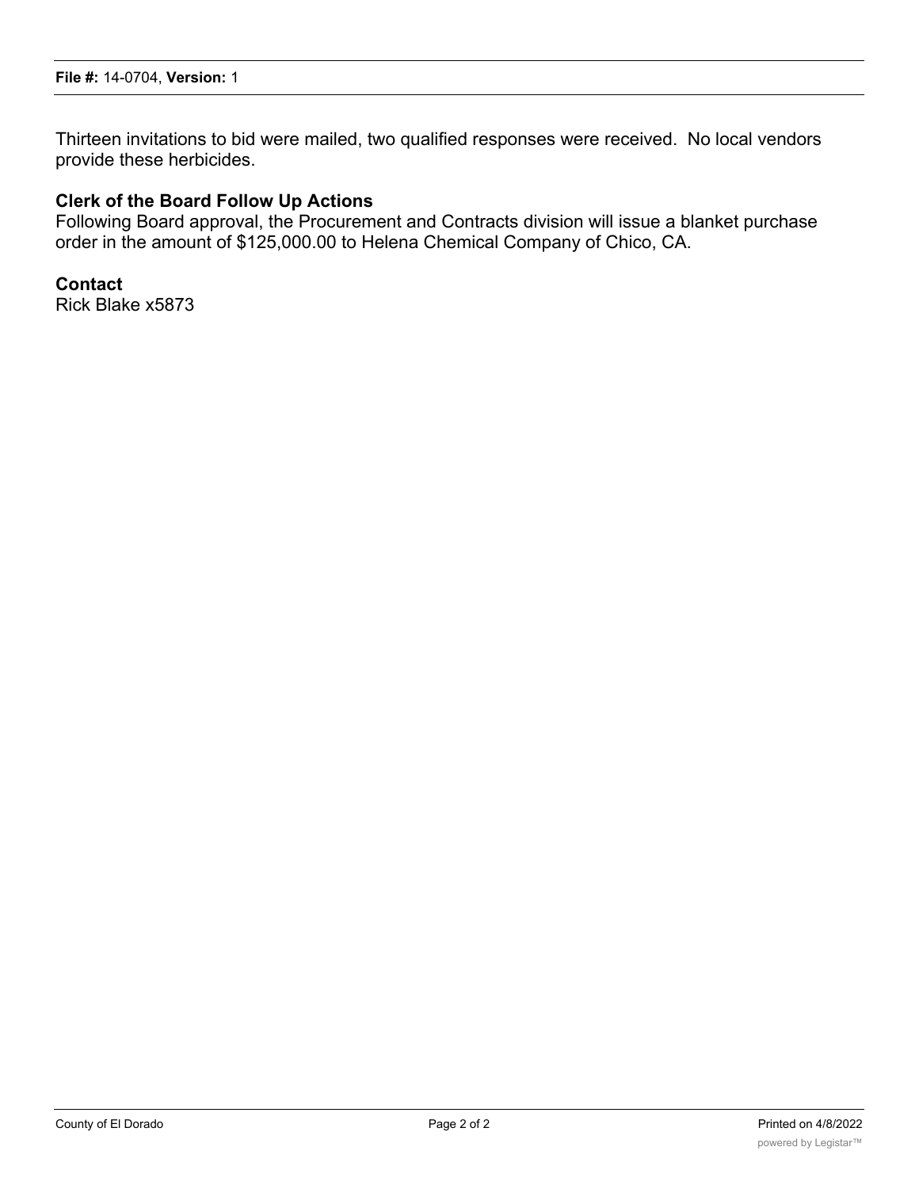Thirteen invitations to bid were mailed, two qualified responses were received. No local vendors provide these herbicides.

**Clerk of the Board Follow Up Actions**

Following Board approval, the Procurement and Contracts division will issue a blanket purchase order in the amount of $125,000.00 to Helena Chemical Company of Chico, CA.

**Contact**

Rick Blake x5873